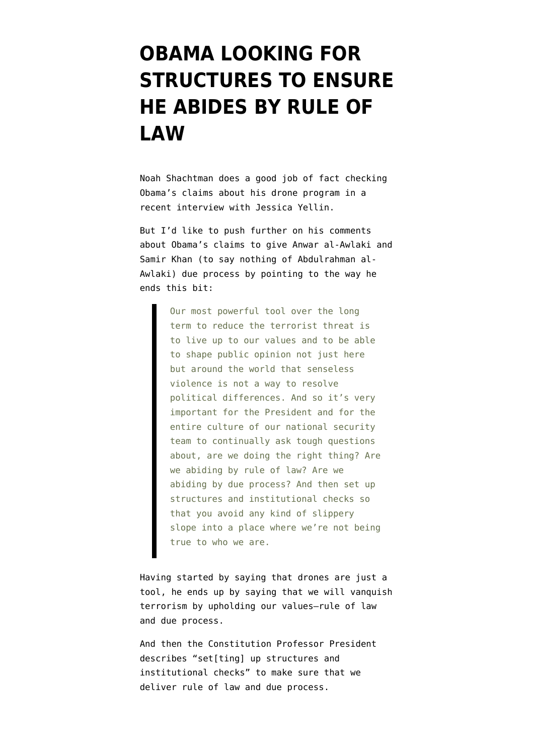# OBAMA LOOKING FOR STRUCTURES TO ENSURE HE ABIDES BY RULE OF LAW

Noah Shachtman does a good job of fact checking Obama's claims about his drone program in a recent interview with Jessica Yellin.

But I'd like to push further on his comments about Obama's claims to give Anwar al-Awlaki and Samir Khan (to say nothing of Abdulrahman al-Awlaki) due process by pointing to the way he ends this bit:

> Our most powerful tool over the long term to reduce the terrorist threat is to live up to our values and to be able to shape public opinion not just here but around the world that senseless violence is not a way to resolve political differences. And so it's very important for the President and for the entire culture of our national security team to continually ask tough questions about, are we doing the right thing? Are we abiding by rule of law? Are we abiding by due process? And then set up structures and institutional checks so that you avoid any kind of slippery slope into a place where we're not being true to who we are.

Having started by saying that drones are just a tool, he ends up by saying that we will vanquish terrorism by upholding our values—rule of law and due process.

And then the Constitution Professor President describes "set[ting] up structures and institutional checks" to make sure that we deliver rule of law and due process.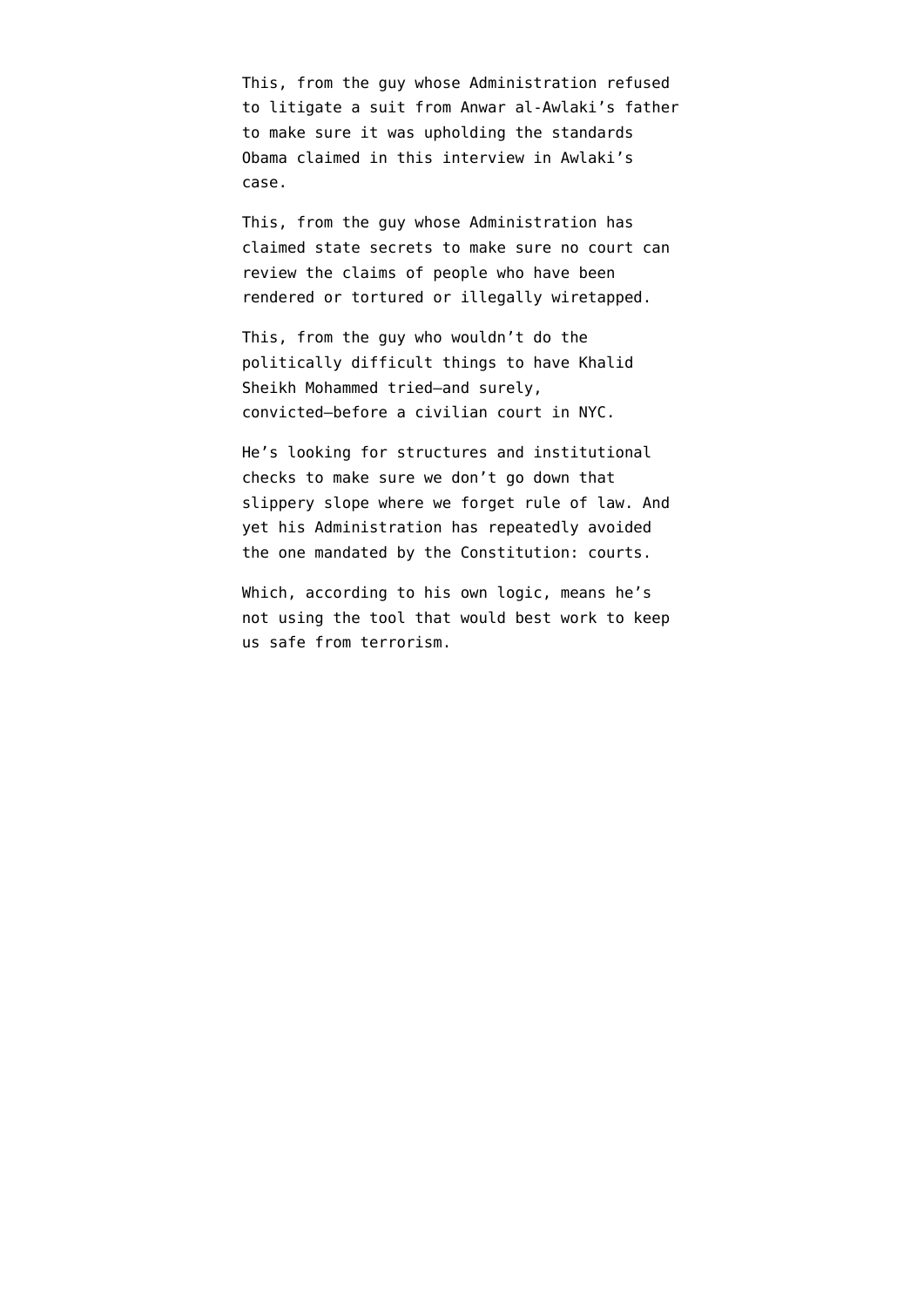This, from the guy whose Administration refused to litigate a suit from Anwar al-Awlaki's father to make sure it was upholding the standards Obama claimed in this interview in Awlaki's case.

This, from the guy whose Administration has claimed state secrets to make sure no court can review the claims of people who have been rendered or tortured or illegally wiretapped.

This, from the guy who wouldn't do the politically difficult things to have Khalid Sheikh Mohammed tried–and surely, convicted–before a civilian court in NYC.

He's looking for structures and institutional checks to make sure we don't go down that slippery slope where we forget rule of law. And yet his Administration has repeatedly avoided the one mandated by the Constitution: courts.

Which, according to his own logic, means he's not using the tool that would best work to keep us safe from terrorism.